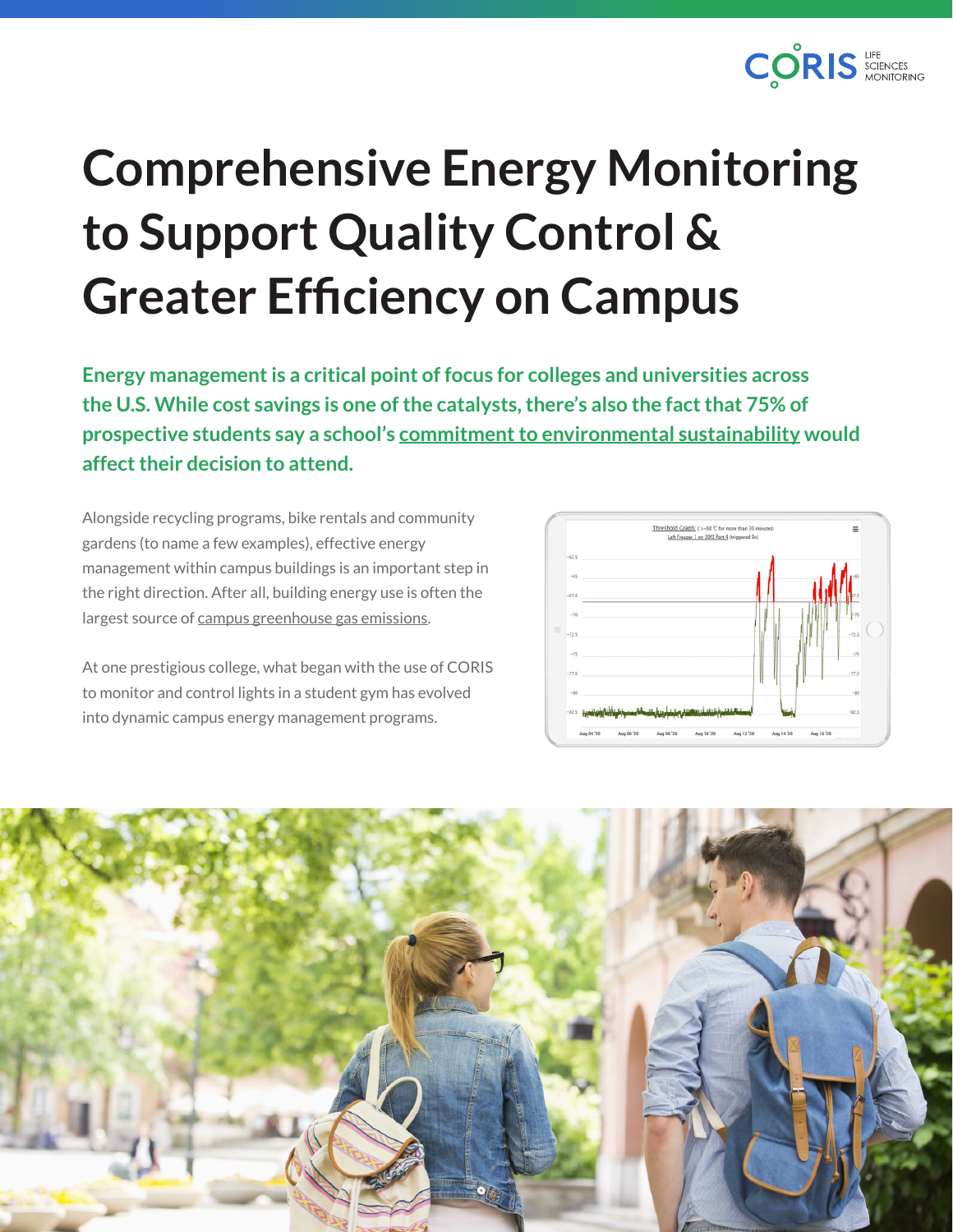# Comprehensive Energy Monitoring to Support Quality Control & Greater Efficiency on Campus

**Energy management is a critical point of focus for colleges and universities across the U.S. While cost savings is one of the catalysts, there's also the fact that 75% of prospective students say a school's commitment to environmental sustainability would affect their decision to attend.**

Alongside recycling programs, bike rentals and community gardens (to name a few examples), effective energy management within campus buildings is an important step in the right direction. After all, building energy use is often the largest source of campus greenhouse gas emissions.

At one prestigious college, what began with the use of CORIS to monitor and control lights in a student gym has evolved into dynamic campus energy management programs.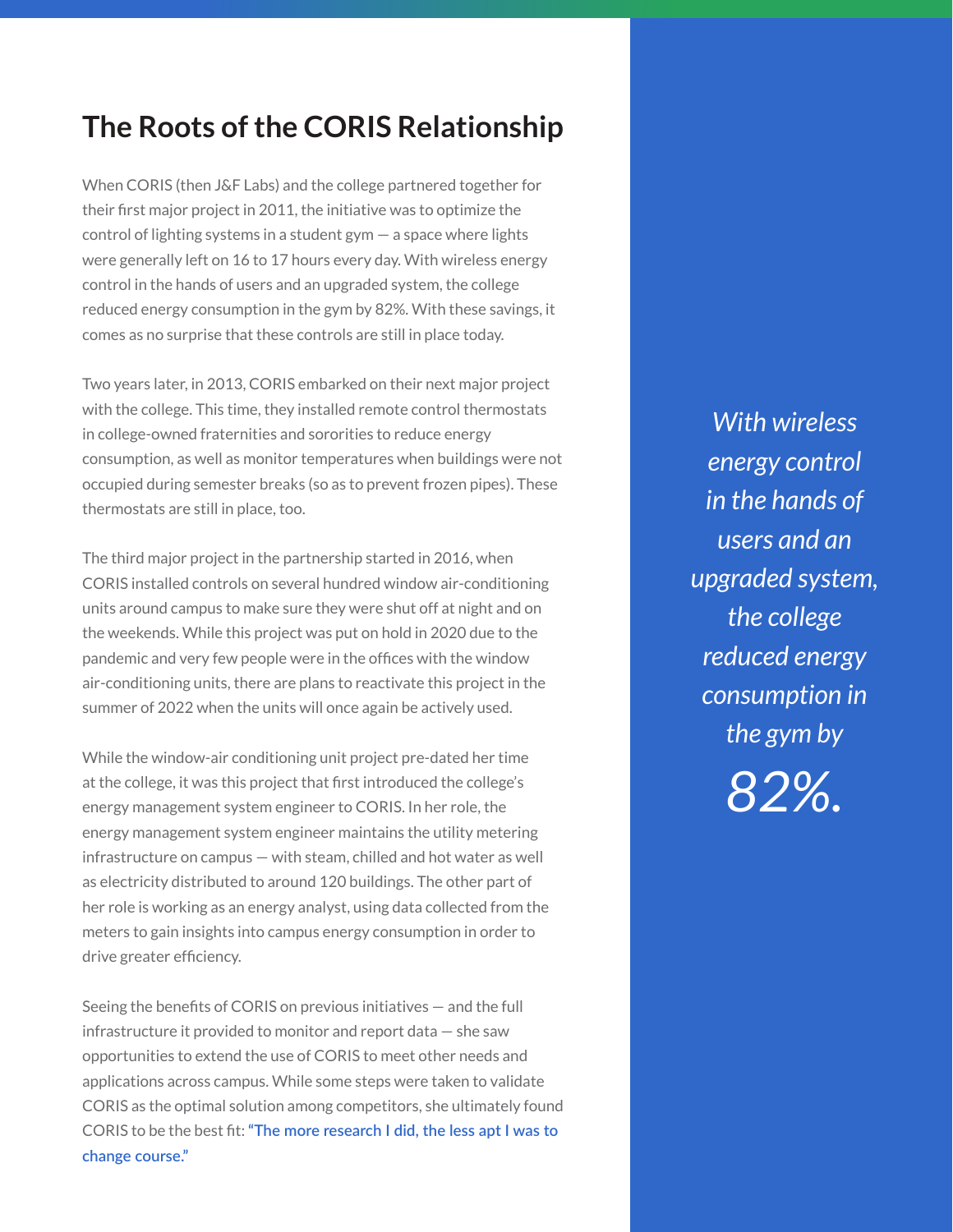## The Roots of the CORIS Relationship

When CORIS (then J&F Labs) and the college partnered together for their first major project in 2011, the initiative was to optimize the control of lighting systems in a student gym — a space where lights were generally left on 16 to 17 hours every day. With wireless energy control in the hands of users and an upgraded system, the college reduced energy consumption in the gym by 82%. With these savings, it comes as no surprise that these controls are still in place today.

Two years later, in 2013, CORIS embarked on their next major project with the college. This time, they installed remote control thermostats in college-owned fraternities and sororities to reduce energy consumption, as well as monitor temperatures when buildings were not occupied during semester breaks (so as to prevent frozen pipes). These thermostats are still in place, too.

The third major project in the partnership started in 2016, when CORIS installed controls on several hundred window air-conditioning units around campus to make sure they were shut off at night and on the weekends. While this project was put on hold in 2020 due to the pandemic and very few people were in the offices with the window air-conditioning units, there are plans to reactivate this project in the summer of 2022 when the units will once again be actively used.

While the window-air conditioning unit project pre-dated her time at the college, it was this project that first introduced the college's energy management system engineer to CORIS. In her role, the energy management system engineer maintains the utility metering infrastructure on campus — with steam, chilled and hot water as well as electricity distributed to around 120 buildings. The other part of her role is working as an energy analyst, using data collected from the meters to gain insights into campus energy consumption in order to drive greater efficiency.

Seeing the benefits of CORIS on previous initiatives — and the full infrastructure it provided to monitor and report data — she saw opportunities to extend the use of CORIS to meet other needs and applications across campus. While some steps were taken to validate CORIS as the optimal solution among competitors, she ultimately found CORIS to be the best fit: "The more research I did, the less apt I was to change course."

*With wireless energy control in the hands of users and an upgraded system, the college reduced energy consumption in the gym by 82%.*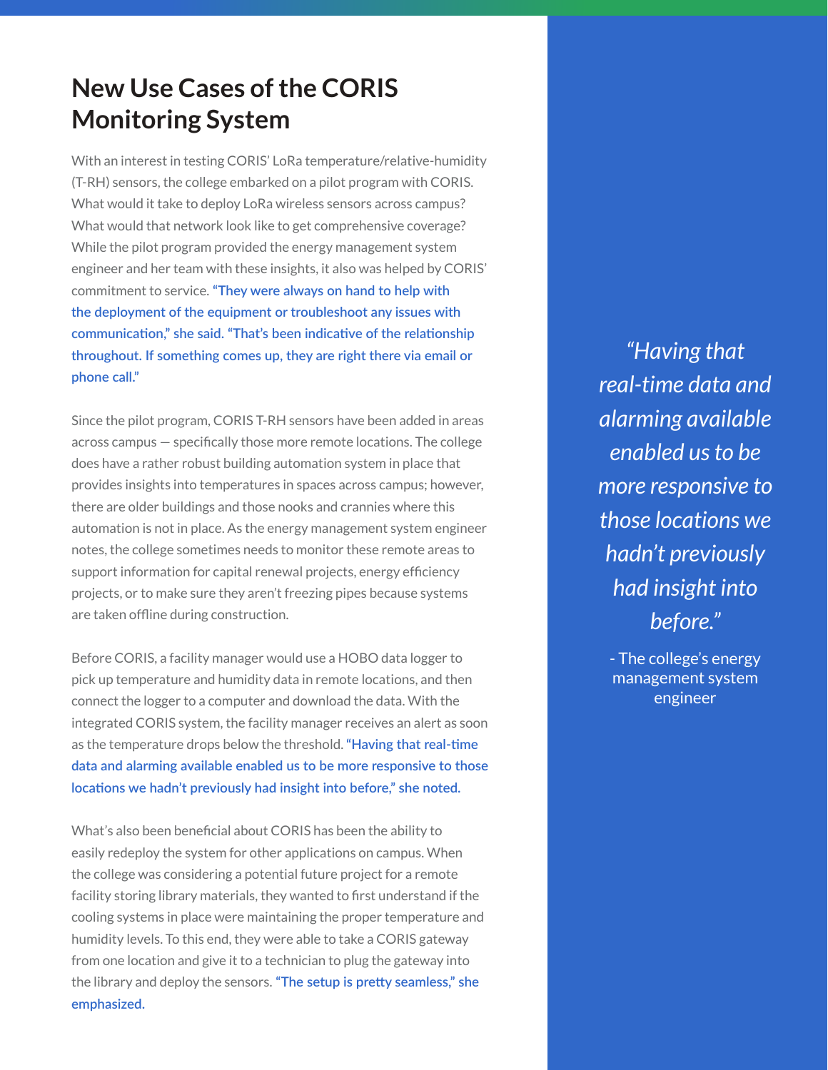# New Use Cases of the CORIS Monitoring System

With an interest in testing CORIS' LoRa temperature/relative-humidity (T-RH) sensors, the college embarked on a pilot program with CORIS. What would it take to deploy LoRa wireless sensors across campus? What would that network look like to get comprehensive coverage? While the pilot program provided the energy management system engineer and her team with these insights, it also was helped by CORIS' commitment to service. "They were always on hand to help with the deployment of the equipment or troubleshoot any issues with communication," she said. "That's been indicative of the relationship throughout. If something comes up, they are right there via email or phone call."

Since the pilot program, CORIS T-RH sensors have been added in areas across campus — specifically those more remote locations. The college does have a rather robust building automation system in place that provides insights into temperatures in spaces across campus; however, there are older buildings and those nooks and crannies where this automation is not in place. As the energy management system engineer notes, the college sometimes needs to monitor these remote areas to support information for capital renewal projects, energy efficiency projects, or to make sure they aren't freezing pipes because systems are taken offline during construction.

Before CORIS, a facility manager would use a HOBO data logger to pick up temperature and humidity data in remote locations, and then connect the logger to a computer and download the data. With the integrated CORIS system, the facility manager receives an alert as soon as the temperature drops below the threshold. "Having that real-time data and alarming available enabled us to be more responsive to those locations we hadn't previously had insight into before," she noted.

What's also been beneficial about CORIS has been the ability to easily redeploy the system for other applications on campus. When the college was considering a potential future project for a remote facility storing library materials, they wanted to first understand if the cooling systems in place were maintaining the proper temperature and humidity levels. To this end, they were able to take a CORIS gateway from one location and give it to a technician to plug the gateway into the library and deploy the sensors. "The setup is pretty seamless," she emphasized.

*"Having that real-time data and alarming available enabled us to be more responsive to those locations we hadn't previously had insight into before."*

\- The college's energy management system engineer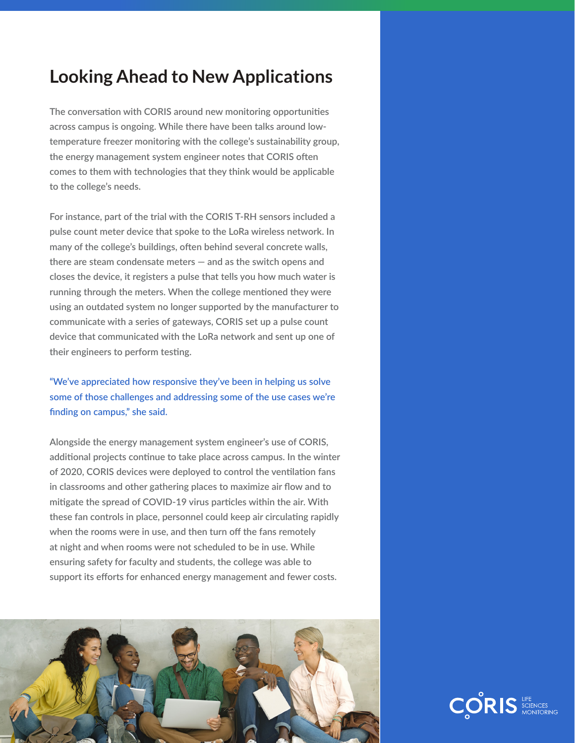## Looking Ahead to New Applications

The conversation with CORIS around new monitoring opportunities across campus is ongoing. While there have been talks around low-temperature freezer monitoring with the college's sustainability group, the energy management system engineer notes that CORIS often comes to them with technologies that they think would be applicable to the college's needs.

For instance, part of the trial with the CORIS T-RH sensors included a pulse count meter device that spoke to the LoRa wireless network. In many of the college's buildings, often behind several concrete walls, there are steam condensate meters — and as the switch opens and closes the device, it registers a pulse that tells you how much water is running through the meters. When the college mentioned they were using an outdated system no longer supported by the manufacturer to communicate with a series of gateways, CORIS set up a pulse count device that communicated with the LoRa network and sent up one of their engineers to perform testing.

"We've appreciated how responsive they've been in helping us solve some of those challenges and addressing some of the use cases we're finding on campus," she said.

Alongside the energy management system engineer's use of CORIS, additional projects continue to take place across campus. In the winter of 2020, CORIS devices were deployed to control the ventilation fans in classrooms and other gathering places to maximize air flow and to mitigate the spread of COVID-19 virus particles within the air. With these fan controls in place, personnel could keep air circulating rapidly when the rooms were in use, and then turn off the fans remotely at night and when rooms were not scheduled to be in use. While ensuring safety for faculty and students, the college was able to support its efforts for enhanced energy management and fewer costs.

CORIS LIFE SCIENCES MONITORING